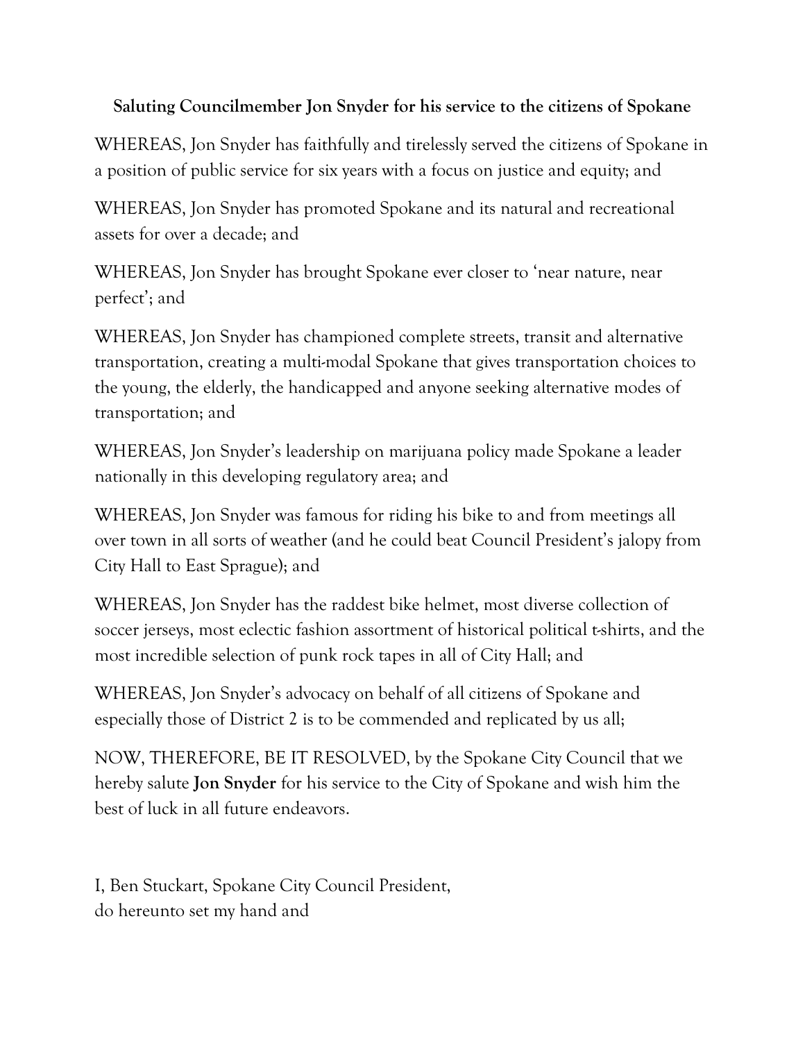**Saluting Councilmember Jon Snyder for his service to the citizens of Spokane**

WHEREAS, Jon Snyder has faithfully and tirelessly served the citizens of Spokane in a position of public service for six years with a focus on justice and equity; and

WHEREAS, Jon Snyder has promoted Spokane and its natural and recreational assets for over a decade; and

WHEREAS, Jon Snyder has brought Spokane ever closer to 'near nature, near perfect'; and

WHEREAS, Jon Snyder has championed complete streets, transit and alternative transportation, creating a multi-modal Spokane that gives transportation choices to the young, the elderly, the handicapped and anyone seeking alternative modes of transportation; and

WHEREAS, Jon Snyder's leadership on marijuana policy made Spokane a leader nationally in this developing regulatory area; and

WHEREAS, Jon Snyder was famous for riding his bike to and from meetings all over town in all sorts of weather (and he could beat Council President's jalopy from City Hall to East Sprague); and

WHEREAS, Jon Snyder has the raddest bike helmet, most diverse collection of soccer jerseys, most eclectic fashion assortment of historical political t-shirts, and the most incredible selection of punk rock tapes in all of City Hall; and

WHEREAS, Jon Snyder's advocacy on behalf of all citizens of Spokane and especially those of District 2 is to be commended and replicated by us all;

NOW, THEREFORE, BE IT RESOLVED, by the Spokane City Council that we hereby salute **Jon Snyder** for his service to the City of Spokane and wish him the best of luck in all future endeavors.

I, Ben Stuckart, Spokane City Council President,
do hereunto set my hand and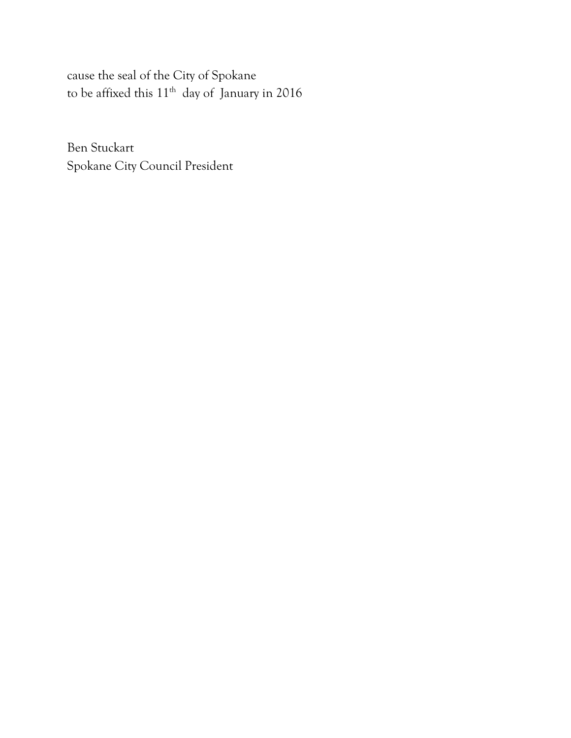cause the seal of the City of Spokane
to be affixed this 11th day of January in 2016

Ben Stuckart
Spokane City Council President